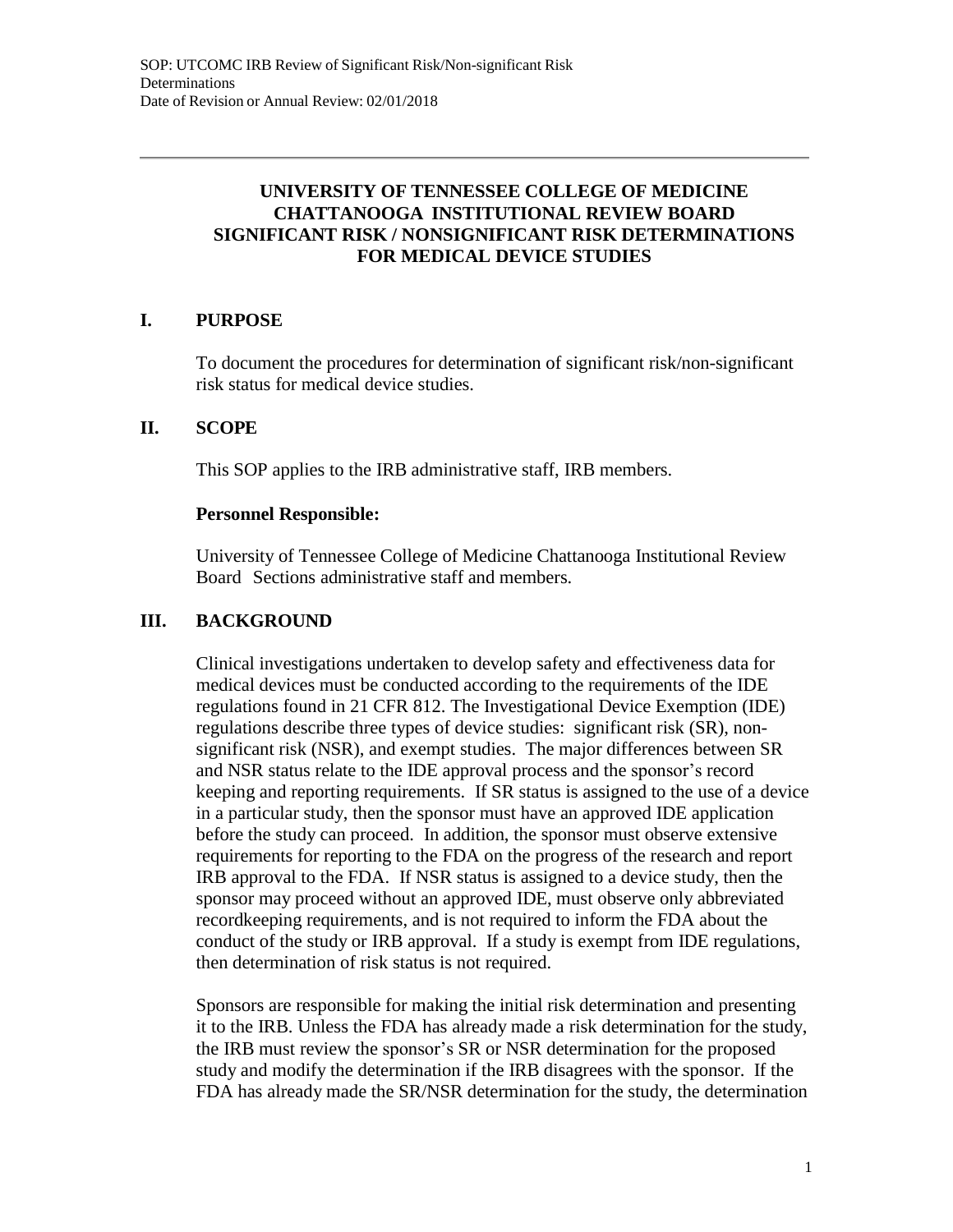# UNIVERSITY OF TENNESSEE COLLEGE OF MEDICINE CHATTANOOGA INSTITUTIONAL REVIEW BOARD SIGNIFICANT RISK / NONSIGNIFICANT RISK DETERMINATIONS FOR MEDICAL DEVICE STUDIES

## I. PURPOSE

To document the procedures for determination of significant risk/non-significant risk status for medical device studies.

## II. SCOPE

This SOP applies to the IRB administrative staff, IRB members.

**Personnel Responsible:**

University of Tennessee College of Medicine Chattanooga Institutional Review Board Sections administrative staff and members.

## III. BACKGROUND

Clinical investigations undertaken to develop safety and effectiveness data for medical devices must be conducted according to the requirements of the IDE regulations found in 21 CFR 812. The Investigational Device Exemption (IDE) regulations describe three types of device studies: significant risk (SR), non-significant risk (NSR), and exempt studies. The major differences between SR and NSR status relate to the IDE approval process and the sponsor's record keeping and reporting requirements. If SR status is assigned to the use of a device in a particular study, then the sponsor must have an approved IDE application before the study can proceed. In addition, the sponsor must observe extensive requirements for reporting to the FDA on the progress of the research and report IRB approval to the FDA. If NSR status is assigned to a device study, then the sponsor may proceed without an approved IDE, must observe only abbreviated recordkeeping requirements, and is not required to inform the FDA about the conduct of the study or IRB approval. If a study is exempt from IDE regulations, then determination of risk status is not required.

Sponsors are responsible for making the initial risk determination and presenting it to the IRB. Unless the FDA has already made a risk determination for the study, the IRB must review the sponsor's SR or NSR determination for the proposed study and modify the determination if the IRB disagrees with the sponsor. If the FDA has already made the SR/NSR determination for the study, the determination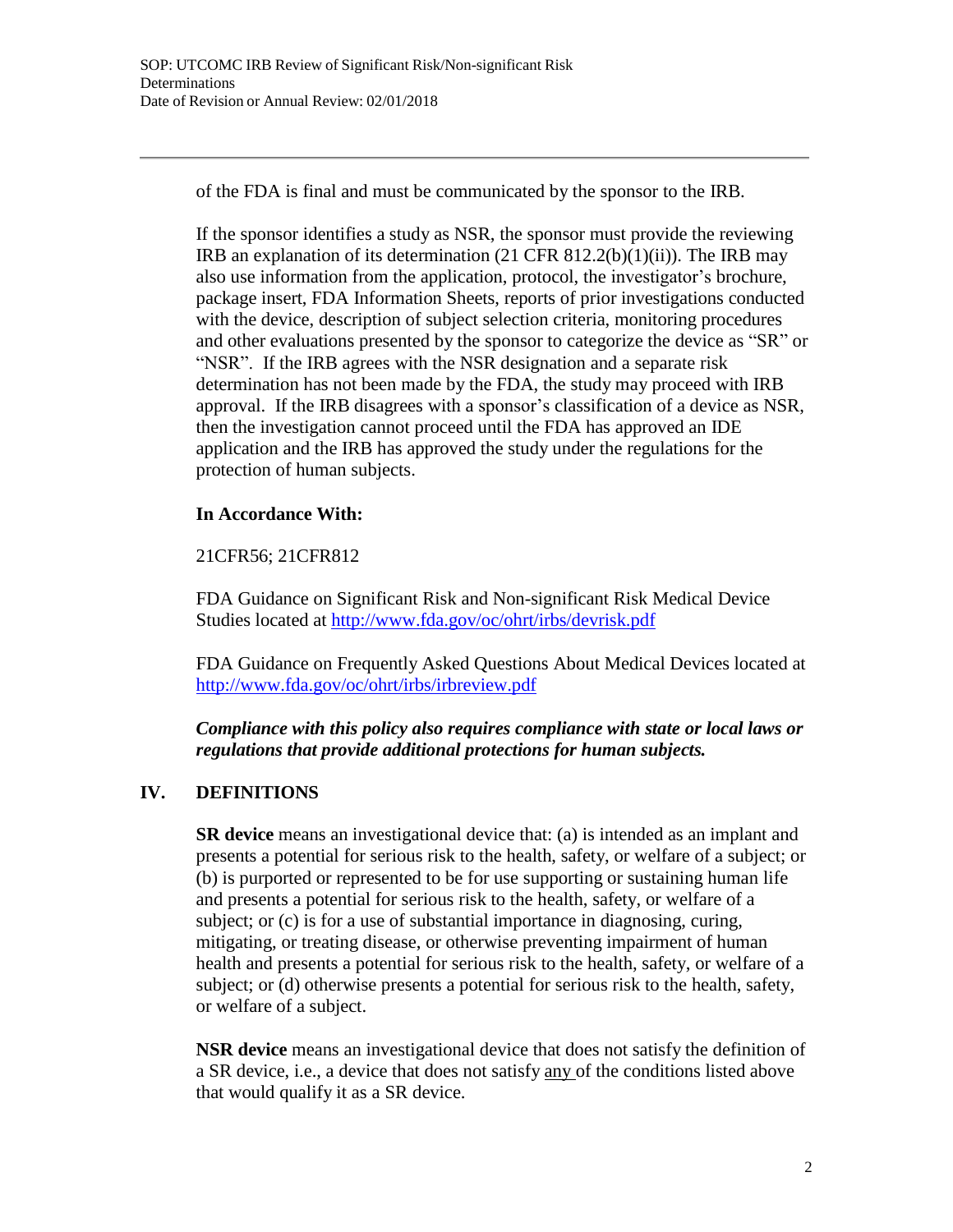of the FDA is final and must be communicated by the sponsor to the IRB.

If the sponsor identifies a study as NSR, the sponsor must provide the reviewing IRB an explanation of its determination (21 CFR 812.2(b)(1)(ii)). The IRB may also use information from the application, protocol, the investigator's brochure, package insert, FDA Information Sheets, reports of prior investigations conducted with the device, description of subject selection criteria, monitoring procedures and other evaluations presented by the sponsor to categorize the device as "SR" or "NSR". If the IRB agrees with the NSR designation and a separate risk determination has not been made by the FDA, the study may proceed with IRB approval. If the IRB disagrees with a sponsor's classification of a device as NSR, then the investigation cannot proceed until the FDA has approved an IDE application and the IRB has approved the study under the regulations for the protection of human subjects.

**In Accordance With:**

21CFR56; 21CFR812

FDA Guidance on Significant Risk and Non-significant Risk Medical Device Studies located at [http://www.fda.gov/oc/ohrt/irbs/devrisk.pdf](http://www.fda.gov/oc/ohrt/irbs/devrisk.pdf)

FDA Guidance on Frequently Asked Questions About Medical Devices located at [http://www.fda.gov/oc/ohrt/irbs/irbreview.pdf](http://www.fda.gov/oc/ohrt/irbs/irbreview.pdf)

***Compliance with this policy also requires compliance with state or local laws or regulations that provide additional protections for human subjects.***

## IV. DEFINITIONS

**SR device** means an investigational device that: (a) is intended as an implant and presents a potential for serious risk to the health, safety, or welfare of a subject; or (b) is purported or represented to be for use supporting or sustaining human life and presents a potential for serious risk to the health, safety, or welfare of a subject; or (c) is for a use of substantial importance in diagnosing, curing, mitigating, or treating disease, or otherwise preventing impairment of human health and presents a potential for serious risk to the health, safety, or welfare of a subject; or (d) otherwise presents a potential for serious risk to the health, safety, or welfare of a subject.

**NSR device** means an investigational device that does not satisfy the definition of a SR device, i.e., a device that does not satisfy <u>any</u> of the conditions listed above that would qualify it as a SR device.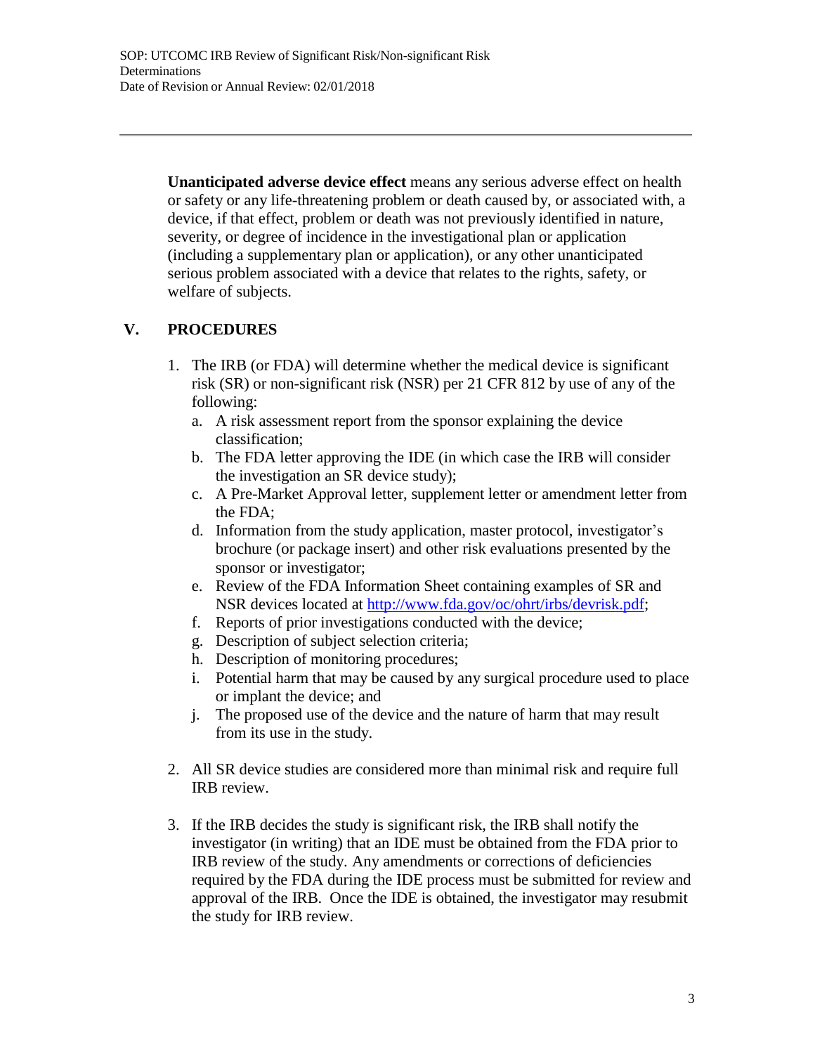**Unanticipated adverse device effect** means any serious adverse effect on health or safety or any life-threatening problem or death caused by, or associated with, a device, if that effect, problem or death was not previously identified in nature, severity, or degree of incidence in the investigational plan or application (including a supplementary plan or application), or any other unanticipated serious problem associated with a device that relates to the rights, safety, or welfare of subjects.

## V. PROCEDURES

1. The IRB (or FDA) will determine whether the medical device is significant risk (SR) or non-significant risk (NSR) per 21 CFR 812 by use of any of the following:
   a. A risk assessment report from the sponsor explaining the device classification;
   b. The FDA letter approving the IDE (in which case the IRB will consider the investigation an SR device study);
   c. A Pre-Market Approval letter, supplement letter or amendment letter from the FDA;
   d. Information from the study application, master protocol, investigator's brochure (or package insert) and other risk evaluations presented by the sponsor or investigator;
   e. Review of the FDA Information Sheet containing examples of SR and NSR devices located at [http://www.fda.gov/oc/ohrt/irbs/devrisk.pdf](http://www.fda.gov/oc/ohrt/irbs/devrisk.pdf);
   f. Reports of prior investigations conducted with the device;
   g. Description of subject selection criteria;
   h. Description of monitoring procedures;
   i. Potential harm that may be caused by any surgical procedure used to place or implant the device; and
   j. The proposed use of the device and the nature of harm that may result from its use in the study.

2. All SR device studies are considered more than minimal risk and require full IRB review.

3. If the IRB decides the study is significant risk, the IRB shall notify the investigator (in writing) that an IDE must be obtained from the FDA prior to IRB review of the study. Any amendments or corrections of deficiencies required by the FDA during the IDE process must be submitted for review and approval of the IRB. Once the IDE is obtained, the investigator may resubmit the study for IRB review.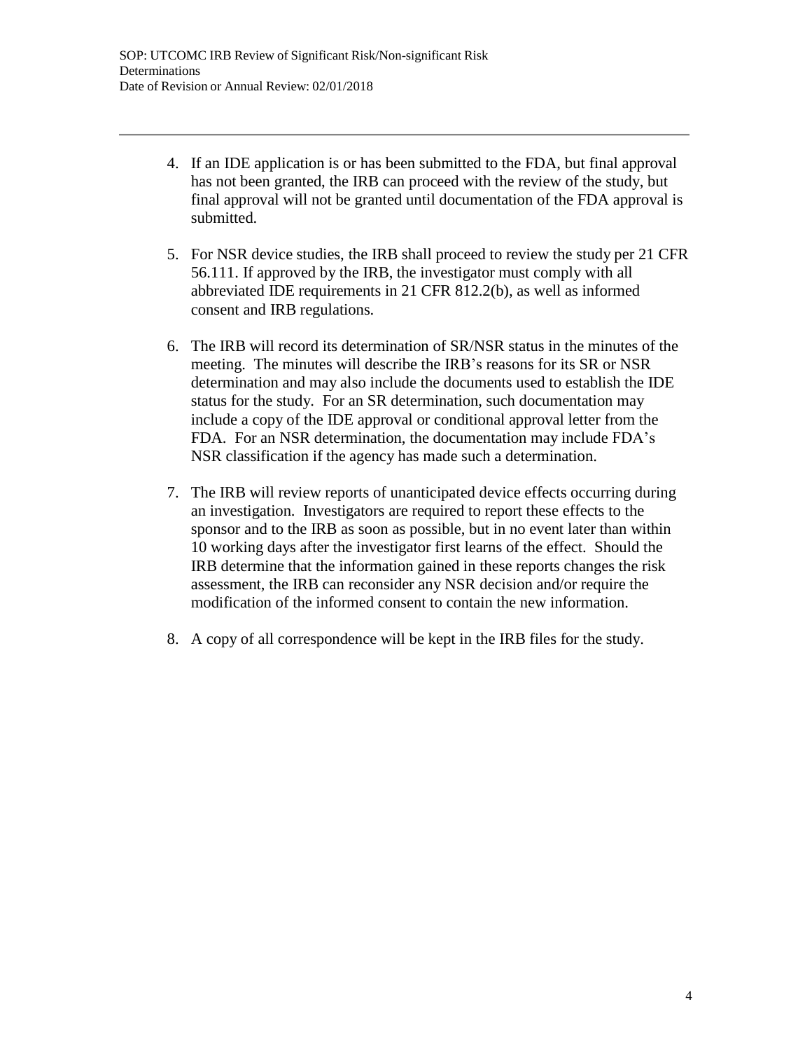4. If an IDE application is or has been submitted to the FDA, but final approval has not been granted, the IRB can proceed with the review of the study, but final approval will not be granted until documentation of the FDA approval is submitted.

5. For NSR device studies, the IRB shall proceed to review the study per 21 CFR 56.111. If approved by the IRB, the investigator must comply with all abbreviated IDE requirements in 21 CFR 812.2(b), as well as informed consent and IRB regulations.

6. The IRB will record its determination of SR/NSR status in the minutes of the meeting. The minutes will describe the IRB's reasons for its SR or NSR determination and may also include the documents used to establish the IDE status for the study. For an SR determination, such documentation may include a copy of the IDE approval or conditional approval letter from the FDA. For an NSR determination, the documentation may include FDA's NSR classification if the agency has made such a determination.

7. The IRB will review reports of unanticipated device effects occurring during an investigation. Investigators are required to report these effects to the sponsor and to the IRB as soon as possible, but in no event later than within 10 working days after the investigator first learns of the effect. Should the IRB determine that the information gained in these reports changes the risk assessment, the IRB can reconsider any NSR decision and/or require the modification of the informed consent to contain the new information.

8. A copy of all correspondence will be kept in the IRB files for the study.